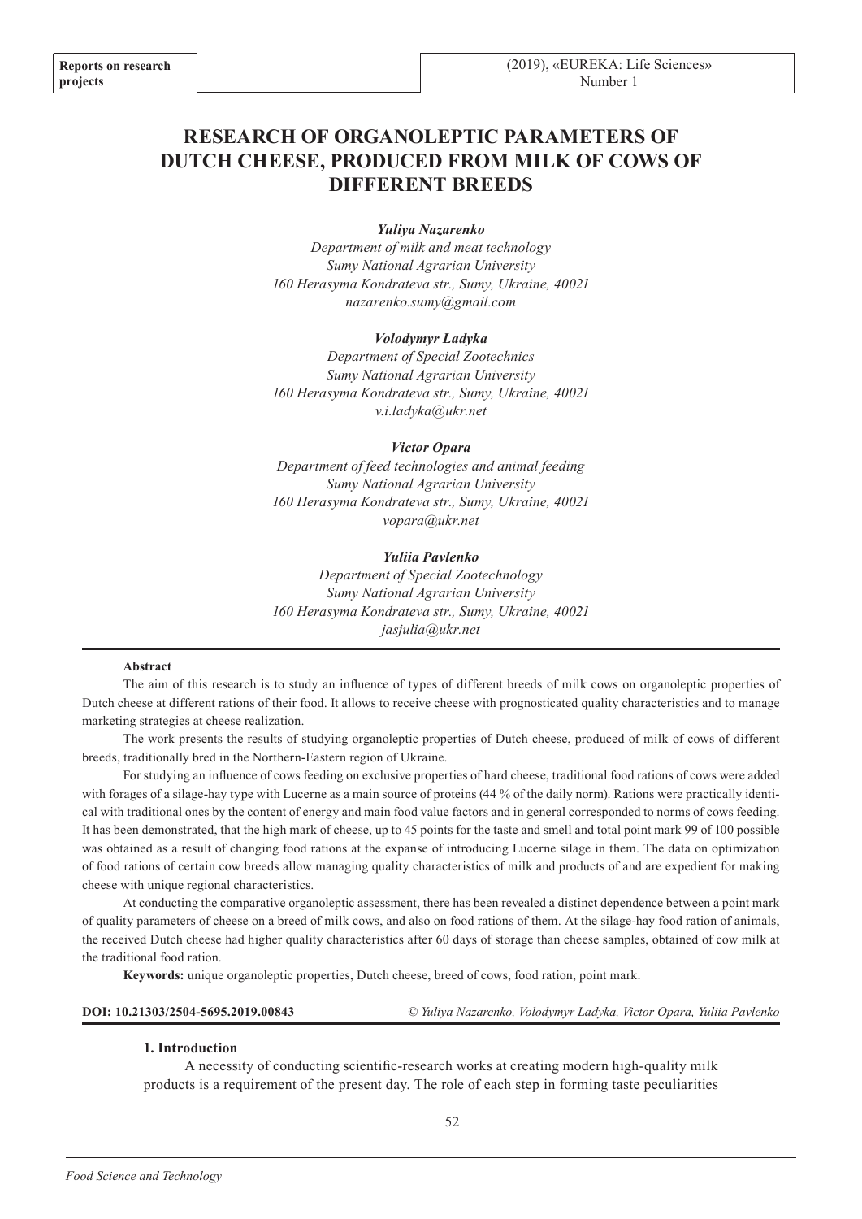# RESEARCH OF ORGANOLEPTIC PARAMETERS OF DUTCH CHEESE, PRODUCED FROM MILK OF COWS OF DIFFERENT BREEDS

***Yuliya Nazarenko***
*Department of milk and meat technology*
*Sumy National Agrarian University*
*160 Herasyma Kondrateva str., Sumy, Ukraine, 40021*
*nazarenko.sumy@gmail.com*

***Volodymyr Ladyka***
*Department of Special Zootechnics*
*Sumy National Agrarian University*
*160 Herasyma Kondrateva str., Sumy, Ukraine, 40021*
*v.i.ladyka@ukr.net*

***Victor Opara***
*Department of feed technologies and animal feeding*
*Sumy National Agrarian University*
*160 Herasyma Kondrateva str., Sumy, Ukraine, 40021*
*vopara@ukr.net*

***Yuliia Pavlenko***
*Department of Special Zootechnology*
*Sumy National Agrarian University*
*160 Herasyma Kondrateva str., Sumy, Ukraine, 40021*
*jasjulia@ukr.net*

**Abstract**

The aim of this research is to study an influence of types of different breeds of milk cows on organoleptic properties of Dutch cheese at different rations of their food. It allows to receive cheese with prognosticated quality characteristics and to manage marketing strategies at cheese realization.

The work presents the results of studying organoleptic properties of Dutch cheese, produced of milk of cows of different breeds, traditionally bred in the Northern-Eastern region of Ukraine.

For studying an influence of cows feeding on exclusive properties of hard cheese, traditional food rations of cows were added with forages of a silage-hay type with Lucerne as a main source of proteins (44 % of the daily norm). Rations were practically identical with traditional ones by the content of energy and main food value factors and in general corresponded to norms of cows feeding. It has been demonstrated, that the high mark of cheese, up to 45 points for the taste and smell and total point mark 99 of 100 possible was obtained as a result of changing food rations at the expanse of introducing Lucerne silage in them. The data on optimization of food rations of certain cow breeds allow managing quality characteristics of milk and products of and are expedient for making cheese with unique regional characteristics.

At conducting the comparative organoleptic assessment, there has been revealed a distinct dependence between a point mark of quality parameters of cheese on a breed of milk cows, and also on food rations of them. At the silage-hay food ration of animals, the received Dutch cheese had higher quality characteristics after 60 days of storage than cheese samples, obtained of cow milk at the traditional food ration.

**Keywords:** unique organoleptic properties, Dutch cheese, breed of cows, food ration, point mark.

**DOI: 10.21303/2504-5695.2019.00843** *© Yuliya Nazarenko, Volodymyr Ladyka, Victor Opara, Yuliia Pavlenko*

## 1. Introduction

A necessity of conducting scientific-research works at creating modern high-quality milk products is a requirement of the present day. The role of each step in forming taste peculiarities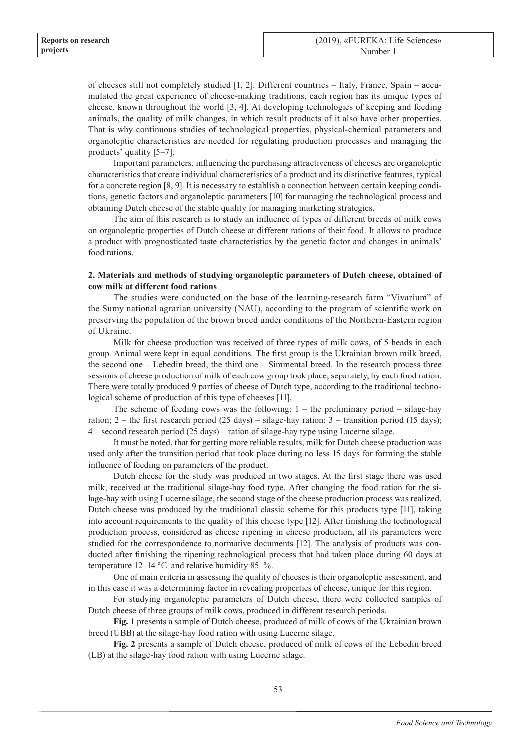of cheeses still not completely studied [1, 2]. Different countries – Italy, France, Spain – accumulated the great experience of cheese-making traditions, each region has its unique types of cheese, known throughout the world [3, 4]. At developing technologies of keeping and feeding animals, the quality of milk changes, in which result products of it also have other properties. That is why continuous studies of technological properties, physical-chemical parameters and organoleptic characteristics are needed for regulating production processes and managing the products' quality [5–7].

Important parameters, influencing the purchasing attractiveness of cheeses are organoleptic characteristics that create individual characteristics of a product and its distinctive features, typical for a concrete region [8, 9]. It is necessary to establish a connection between certain keeping conditions, genetic factors and organoleptic parameters [10] for managing the technological process and obtaining Dutch cheese of the stable quality for managing marketing strategies.

The aim of this research is to study an influence of types of different breeds of milk cows on organoleptic properties of Dutch cheese at different rations of their food. It allows to produce a product with prognosticated taste characteristics by the genetic factor and changes in animals' food rations.

## 2. Materials and methods of studying organoleptic parameters of Dutch cheese, obtained of cow milk at different food rations

The studies were conducted on the base of the learning-research farm "Vivarium" of the Sumy national agrarian university (NAU), according to the program of scientific work on preserving the population of the brown breed under conditions of the Northern-Eastern region of Ukraine.

Milk for cheese production was received of three types of milk cows, of 5 heads in each group. Animal were kept in equal conditions. The first group is the Ukrainian brown milk breed, the second one – Lebedin breed, the third one – Simmental breed. In the research process three sessions of cheese production of milk of each cow group took place, separately, by each food ration. There were totally produced 9 parties of cheese of Dutch type, according to the traditional technological scheme of production of this type of cheeses [11].

The scheme of feeding cows was the following: 1 – the preliminary period – silage-hay ration; 2 – the first research period (25 days) – silage-hay ration; 3 – transition period (15 days); 4 – second research period (25 days) – ration of silage-hay type using Lucerne silage.

It must be noted, that for getting more reliable results, milk for Dutch cheese production was used only after the transition period that took place during no less 15 days for forming the stable influence of feeding on parameters of the product.

Dutch cheese for the study was produced in two stages. At the first stage there was used milk, received at the traditional silage-hay food type. After changing the food ration for the silage-hay with using Lucerne silage, the second stage of the cheese production process was realized. Dutch cheese was produced by the traditional classic scheme for this products type [11], taking into account requirements to the quality of this cheese type [12]. After finishing the technological production process, considered as cheese ripening in cheese production, all its parameters were studied for the correspondence to normative documents [12]. The analysis of products was conducted after finishing the ripening technological process that had taken place during 60 days at temperature 12–14 °C and relative humidity 85 %.

One of main criteria in assessing the quality of cheeses is their organoleptic assessment, and in this case it was a determining factor in revealing properties of cheese, unique for this region.

For studying organoleptic parameters of Dutch cheese, there were collected samples of Dutch cheese of three groups of milk cows, produced in different research periods.

**Fig. 1** presents a sample of Dutch cheese, produced of milk of cows of the Ukrainian brown breed (UBB) at the silage-hay food ration with using Lucerne silage.

**Fig. 2** presents a sample of Dutch cheese, produced of milk of cows of the Lebedin breed (LB) at the silage-hay food ration with using Lucerne silage.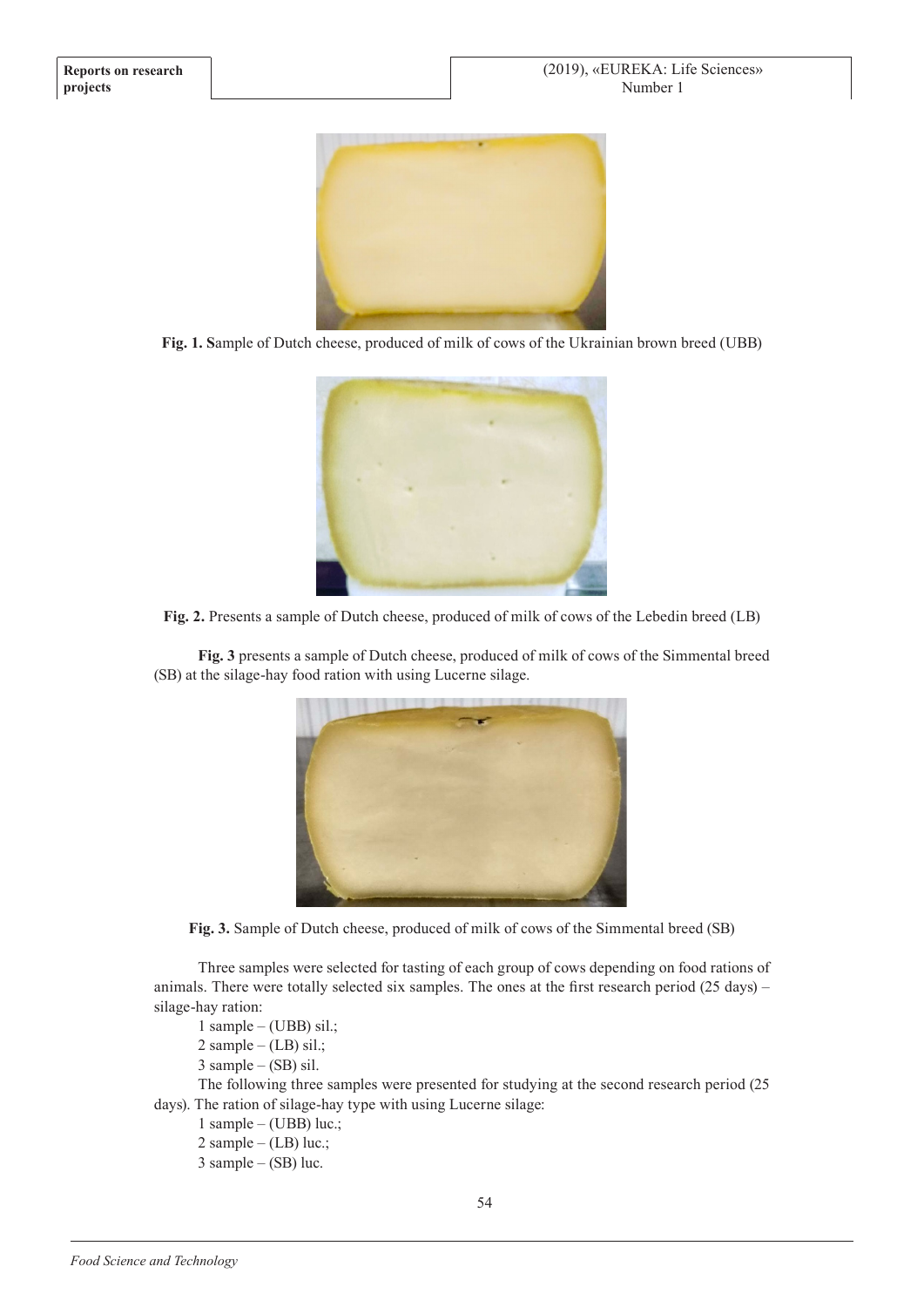**Fig. 1. S**ample of Dutch cheese, produced of milk of cows of the Ukrainian brown breed (UBB)

**Fig. 2.** Presents a sample of Dutch cheese, produced of milk of cows of the Lebedin breed (LB)

**Fig. 3** presents a sample of Dutch cheese, produced of milk of cows of the Simmental breed (SB) at the silage-hay food ration with using Lucerne silage.

**Fig. 3.** Sample of Dutch cheese, produced of milk of cows of the Simmental breed (SB)

Three samples were selected for tasting of each group of cows depending on food rations of animals. There were totally selected six samples. The ones at the first research period (25 days) – silage-hay ration:

1 sample – (UBB) sil.;
2 sample – (LB) sil.;
3 sample – (SB) sil.

The following three samples were presented for studying at the second research period (25 days). The ration of silage-hay type with using Lucerne silage:

1 sample – (UBB) luc.;
2 sample – (LB) luc.;
3 sample – (SB) luc.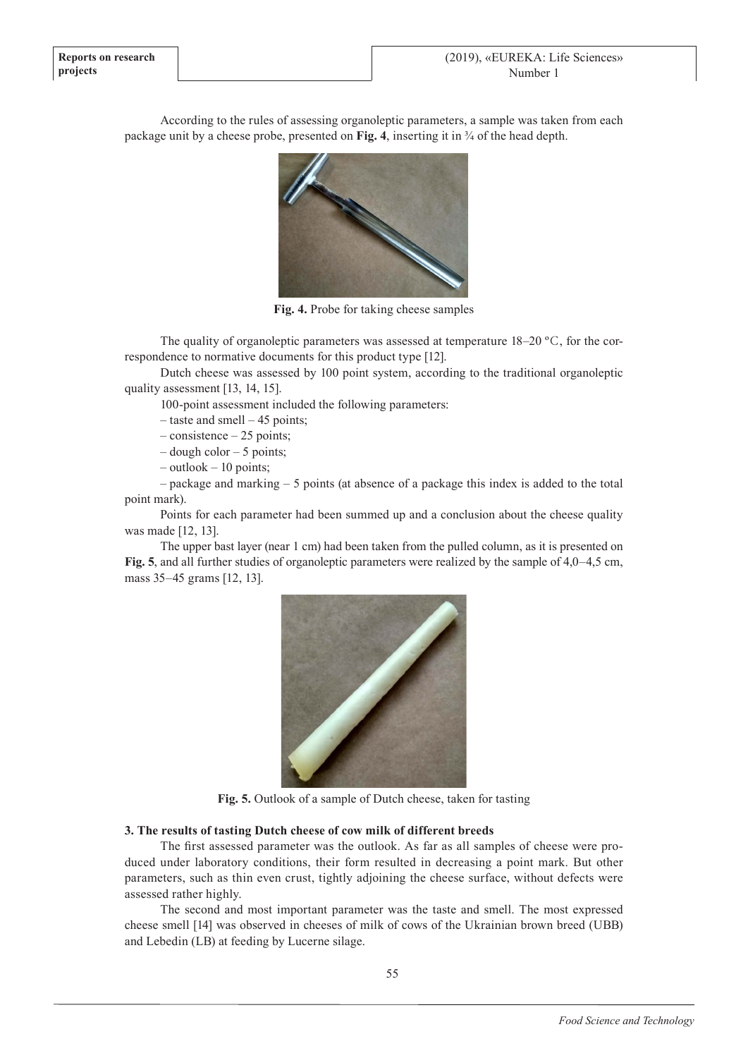According to the rules of assessing organoleptic parameters, a sample was taken from each package unit by a cheese probe, presented on **Fig. 4**, inserting it in ¾ of the head depth.

**Fig. 4.** Probe for taking cheese samples

The quality of organoleptic parameters was assessed at temperature 18–20 °C, for the correspondence to normative documents for this product type [12].

Dutch cheese was assessed by 100 point system, according to the traditional organoleptic quality assessment [13, 14, 15].

100-point assessment included the following parameters:

– taste and smell – 45 points;

– consistence – 25 points;

– dough color – 5 points;

– outlook – 10 points;

– package and marking – 5 points (at absence of a package this index is added to the total point mark).

Points for each parameter had been summed up and a conclusion about the cheese quality was made [12, 13].

The upper bast layer (near 1 cm) had been taken from the pulled column, as it is presented on **Fig. 5**, and all further studies of organoleptic parameters were realized by the sample of 4,0–4,5 cm, mass 35–45 grams [12, 13].

**Fig. 5.** Outlook of a sample of Dutch cheese, taken for tasting

### 3. The results of tasting Dutch cheese of cow milk of different breeds

The first assessed parameter was the outlook. As far as all samples of cheese were produced under laboratory conditions, their form resulted in decreasing a point mark. But other parameters, such as thin even crust, tightly adjoining the cheese surface, without defects were assessed rather highly.

The second and most important parameter was the taste and smell. The most expressed cheese smell [14] was observed in cheeses of milk of cows of the Ukrainian brown breed (UBB) and Lebedin (LB) at feeding by Lucerne silage.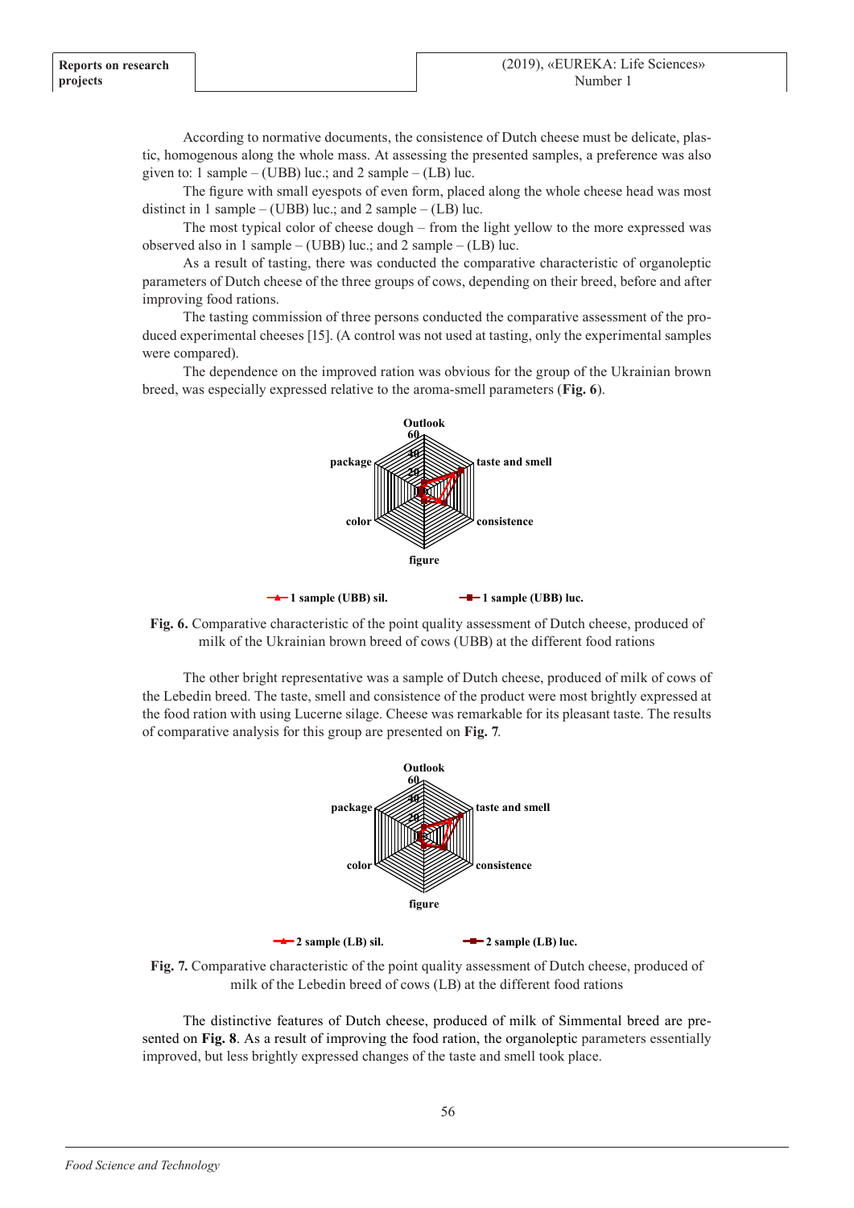According to normative documents, the consistence of Dutch cheese must be delicate, plastic, homogenous along the whole mass. At assessing the presented samples, a preference was also given to: 1 sample – (UBB) luc.; and 2 sample – (LB) luc.

The figure with small eyespots of even form, placed along the whole cheese head was most distinct in 1 sample – (UBB) luc.; and 2 sample – (LB) luc.

The most typical color of cheese dough – from the light yellow to the more expressed was observed also in 1 sample – (UBB) luc.; and 2 sample – (LB) luc.

As a result of tasting, there was conducted the comparative characteristic of organoleptic parameters of Dutch cheese of the three groups of cows, depending on their breed, before and after improving food rations.

The tasting commission of three persons conducted the comparative assessment of the produced experimental cheeses [15]. (A control was not used at tasting, only the experimental samples were compared).

The dependence on the improved ration was obvious for the group of the Ukrainian brown breed, was especially expressed relative to the aroma-smell parameters (**Fig. 6**).

**Fig. 6.** Comparative characteristic of the point quality assessment of Dutch cheese, produced of milk of the Ukrainian brown breed of cows (UBB) at the different food rations

The other bright representative was a sample of Dutch cheese, produced of milk of cows of the Lebedin breed. The taste, smell and consistence of the product were most brightly expressed at the food ration with using Lucerne silage. Cheese was remarkable for its pleasant taste. The results of comparative analysis for this group are presented on **Fig. 7**.

**Fig. 7.** Comparative characteristic of the point quality assessment of Dutch cheese, produced of milk of the Lebedin breed of cows (LB) at the different food rations

The distinctive features of Dutch cheese, produced of milk of Simmental breed are presented on **Fig. 8**. As a result of improving the food ration, the organoleptic parameters essentially improved, but less brightly expressed changes of the taste and smell took place.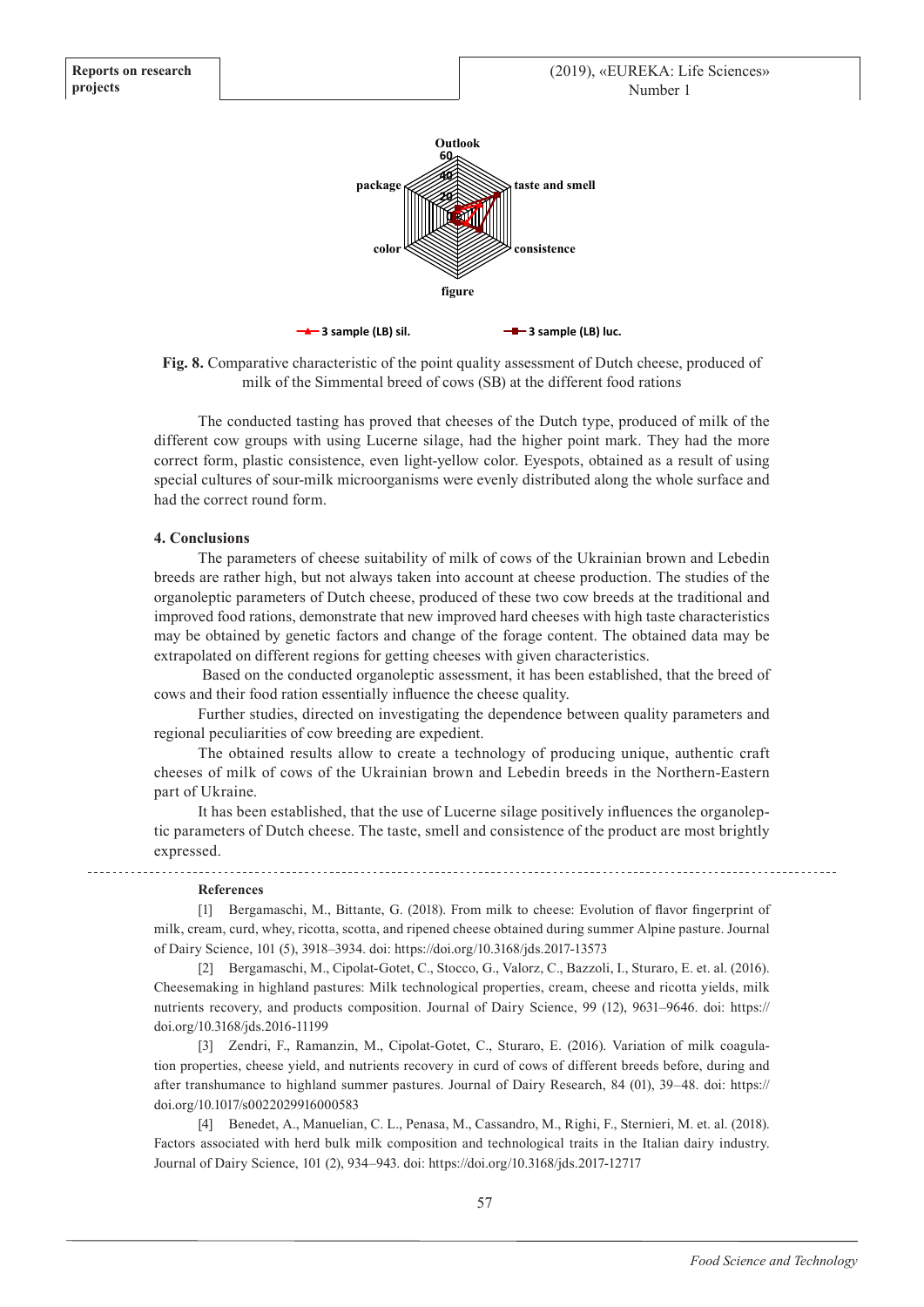**Fig. 8.** Comparative characteristic of the point quality assessment of Dutch cheese, produced of milk of the Simmental breed of cows (SB) at the different food rations

The conducted tasting has proved that cheeses of the Dutch type, produced of milk of the different cow groups with using Lucerne silage, had the higher point mark. They had the more correct form, plastic consistence, even light-yellow color. Eyespots, obtained as a result of using special cultures of sour-milk microorganisms were evenly distributed along the whole surface and had the correct round form.

## 4. Conclusions

The parameters of cheese suitability of milk of cows of the Ukrainian brown and Lebedin breeds are rather high, but not always taken into account at cheese production. The studies of the organoleptic parameters of Dutch cheese, produced of these two cow breeds at the traditional and improved food rations, demonstrate that new improved hard cheeses with high taste characteristics may be obtained by genetic factors and change of the forage content. The obtained data may be extrapolated on different regions for getting cheeses with given characteristics.

Based on the conducted organoleptic assessment, it has been established, that the breed of cows and their food ration essentially influence the cheese quality.

Further studies, directed on investigating the dependence between quality parameters and regional peculiarities of cow breeding are expedient.

The obtained results allow to create a technology of producing unique, authentic craft cheeses of milk of cows of the Ukrainian brown and Lebedin breeds in the Northern-Eastern part of Ukraine.

It has been established, that the use of Lucerne silage positively influences the organoleptic parameters of Dutch cheese. The taste, smell and consistence of the product are most brightly expressed.

---

**References**

[1] Bergamaschi, M., Bittante, G. (2018). From milk to cheese: Evolution of flavor fingerprint of milk, cream, curd, whey, ricotta, scotta, and ripened cheese obtained during summer Alpine pasture. Journal of Dairy Science, 101 (5), 3918–3934. doi: https://doi.org/10.3168/jds.2017-13573

[2] Bergamaschi, M., Cipolat-Gotet, C., Stocco, G., Valorz, C., Bazzoli, I., Sturaro, E. et. al. (2016). Cheesemaking in highland pastures: Milk technological properties, cream, cheese and ricotta yields, milk nutrients recovery, and products composition. Journal of Dairy Science, 99 (12), 9631–9646. doi: https://doi.org/10.3168/jds.2016-11199

[3] Zendri, F., Ramanzin, M., Cipolat-Gotet, C., Sturaro, E. (2016). Variation of milk coagulation properties, cheese yield, and nutrients recovery in curd of cows of different breeds before, during and after transhumance to highland summer pastures. Journal of Dairy Research, 84 (01), 39–48. doi: https://doi.org/10.1017/s0022029916000583

[4] Benedet, A., Manuelian, C. L., Penasa, M., Cassandro, M., Righi, F., Sternieri, M. et. al. (2018). Factors associated with herd bulk milk composition and technological traits in the Italian dairy industry. Journal of Dairy Science, 101 (2), 934–943. doi: https://doi.org/10.3168/jds.2017-12717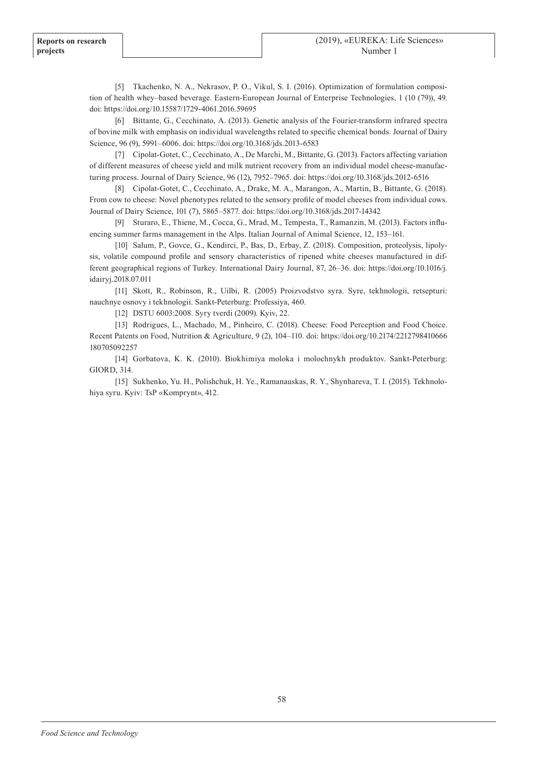[5] Tkachenko, N. A., Nekrasov, P. O., Vikul, S. I. (2016). Optimization of formulation composition of health whey–based beverage. Eastern-European Journal of Enterprise Technologies, 1 (10 (79)), 49. doi: https://doi.org/10.15587/1729-4061.2016.59695

[6] Bittante, G., Cecchinato, A. (2013). Genetic analysis of the Fourier-transform infrared spectra of bovine milk with emphasis on individual wavelengths related to specific chemical bonds. Journal of Dairy Science, 96 (9), 5991–6006. doi: https://doi.org/10.3168/jds.2013-6583

[7] Cipolat-Gotet, C., Cecchinato, A., De Marchi, M., Bittante, G. (2013). Factors affecting variation of different measures of cheese yield and milk nutrient recovery from an individual model cheese-manufacturing process. Journal of Dairy Science, 96 (12), 7952–7965. doi: https://doi.org/10.3168/jds.2012-6516

[8] Cipolat-Gotet, C., Cecchinato, A., Drake, M. A., Marangon, A., Martin, B., Bittante, G. (2018). From cow to cheese: Novel phenotypes related to the sensory profile of model cheeses from individual cows. Journal of Dairy Science, 101 (7), 5865–5877. doi: https://doi.org/10.3168/jds.2017-14342

[9] Sturaro, E., Thiene, M., Cocca, G., Mrad, M., Tempesta, T., Ramanzin, M. (2013). Factors influencing summer farms management in the Alps. Italian Journal of Animal Science, 12, 153–161.

[10] Salum, P., Govce, G., Kendirci, P., Bas, D., Erbay, Z. (2018). Composition, proteolysis, lipolysis, volatile compound profile and sensory characteristics of ripened white cheeses manufactured in different geographical regions of Turkey. International Dairy Journal, 87, 26–36. doi: https://doi.org/10.1016/j.idairyj.2018.07.011

[11] Skott, R., Robinson, R., Uilbi, R. (2005) Proizvodstvo syra. Syre, tekhnologii, retsepturi: nauchnye osnovy i tekhnologii. Sankt-Peterburg: Professiya, 460.

[12] DSTU 6003:2008. Syry tverdi (2009). Kyiv, 22.

[13] Rodrigues, L., Machado, M., Pinheiro, C. (2018). Cheese: Food Perception and Food Choice. Recent Patents on Food, Nutrition & Agriculture, 9 (2), 104–110. doi: https://doi.org/10.2174/2212798410666180705092257

[14] Gorbatova, K. K. (2010). Biokhimiya moloka i molochnykh produktov. Sankt-Peterburg: GIORD, 314.

[15] Sukhenko, Yu. H., Polishchuk, H. Ye., Ramanauskas, R. Y., Shynhareva, T. I. (2015). Tekhnolohiya syru. Kyiv: TsP «Komprynt», 412.